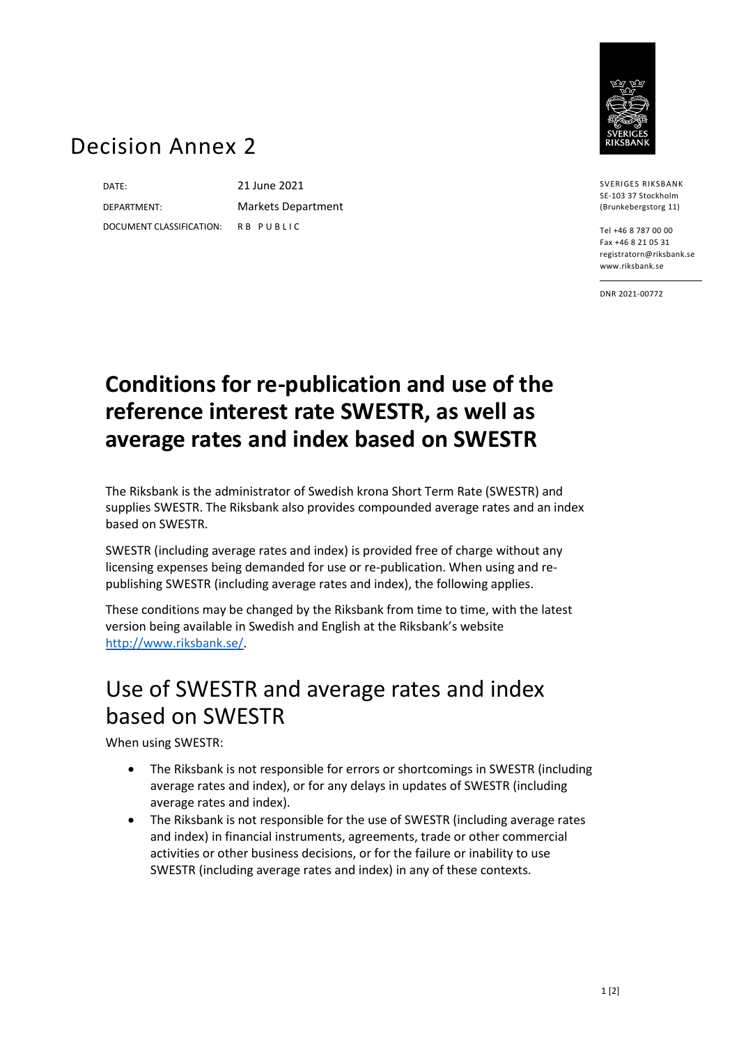# Decision Annex 2

| | |
|---|---|
| DATE: | 21 June 2021 |
| DEPARTMENT: | Markets Department |
| DOCUMENT CLASSIFICATION: | RB PUBLIC |

SVERIGES RIKSBANK
SE-103 37 Stockholm
(Brunkebergstorg 11)

Tel +46 8 787 00 00
Fax +46 8 21 05 31
registratorn@riksbank.se
www.riksbank.se

DNR 2021-00772

# Conditions for re-publication and use of the reference interest rate SWESTR, as well as average rates and index based on SWESTR

The Riksbank is the administrator of Swedish krona Short Term Rate (SWESTR) and supplies SWESTR. The Riksbank also provides compounded average rates and an index based on SWESTR.

SWESTR (including average rates and index) is provided free of charge without any licensing expenses being demanded for use or re-publication. When using and re-publishing SWESTR (including average rates and index), the following applies.

These conditions may be changed by the Riksbank from time to time, with the latest version being available in Swedish and English at the Riksbank's website [http://www.riksbank.se/](http://www.riksbank.se/).

## Use of SWESTR and average rates and index based on SWESTR

When using SWESTR:

- The Riksbank is not responsible for errors or shortcomings in SWESTR (including average rates and index), or for any delays in updates of SWESTR (including average rates and index).
- The Riksbank is not responsible for the use of SWESTR (including average rates and index) in financial instruments, agreements, trade or other commercial activities or other business decisions, or for the failure or inability to use SWESTR (including average rates and index) in any of these contexts.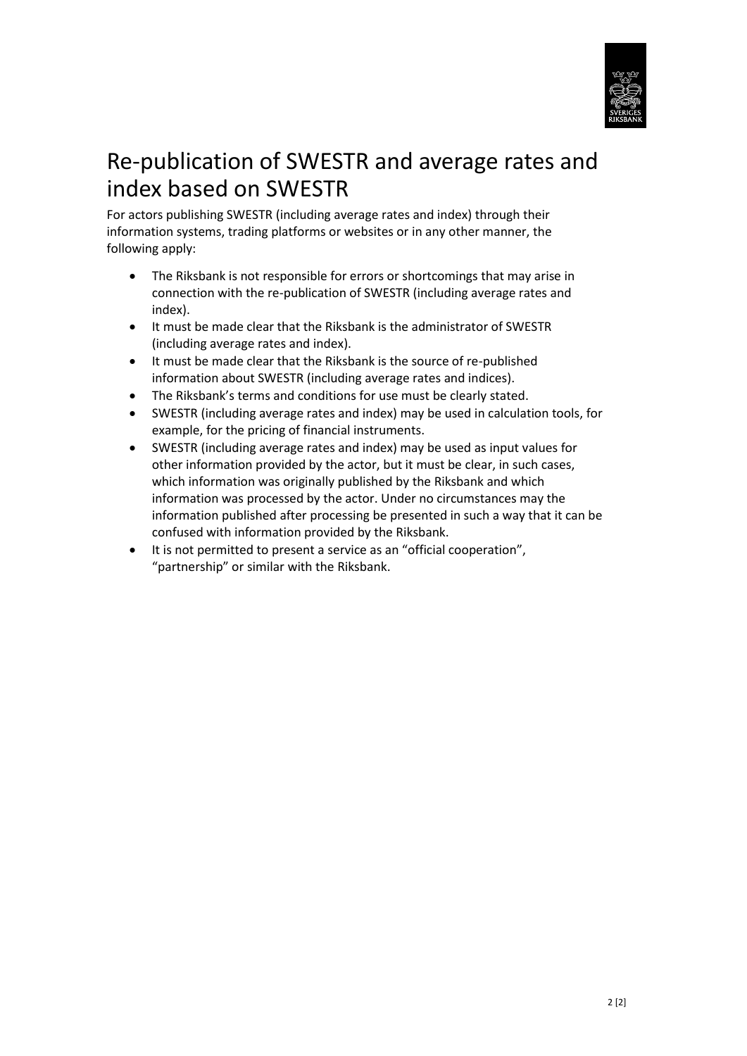# Re-publication of SWESTR and average rates and index based on SWESTR

For actors publishing SWESTR (including average rates and index) through their information systems, trading platforms or websites or in any other manner, the following apply:

- The Riksbank is not responsible for errors or shortcomings that may arise in connection with the re-publication of SWESTR (including average rates and index).
- It must be made clear that the Riksbank is the administrator of SWESTR (including average rates and index).
- It must be made clear that the Riksbank is the source of re-published information about SWESTR (including average rates and indices).
- The Riksbank's terms and conditions for use must be clearly stated.
- SWESTR (including average rates and index) may be used in calculation tools, for example, for the pricing of financial instruments.
- SWESTR (including average rates and index) may be used as input values for other information provided by the actor, but it must be clear, in such cases, which information was originally published by the Riksbank and which information was processed by the actor. Under no circumstances may the information published after processing be presented in such a way that it can be confused with information provided by the Riksbank.
- It is not permitted to present a service as an "official cooperation", "partnership" or similar with the Riksbank.